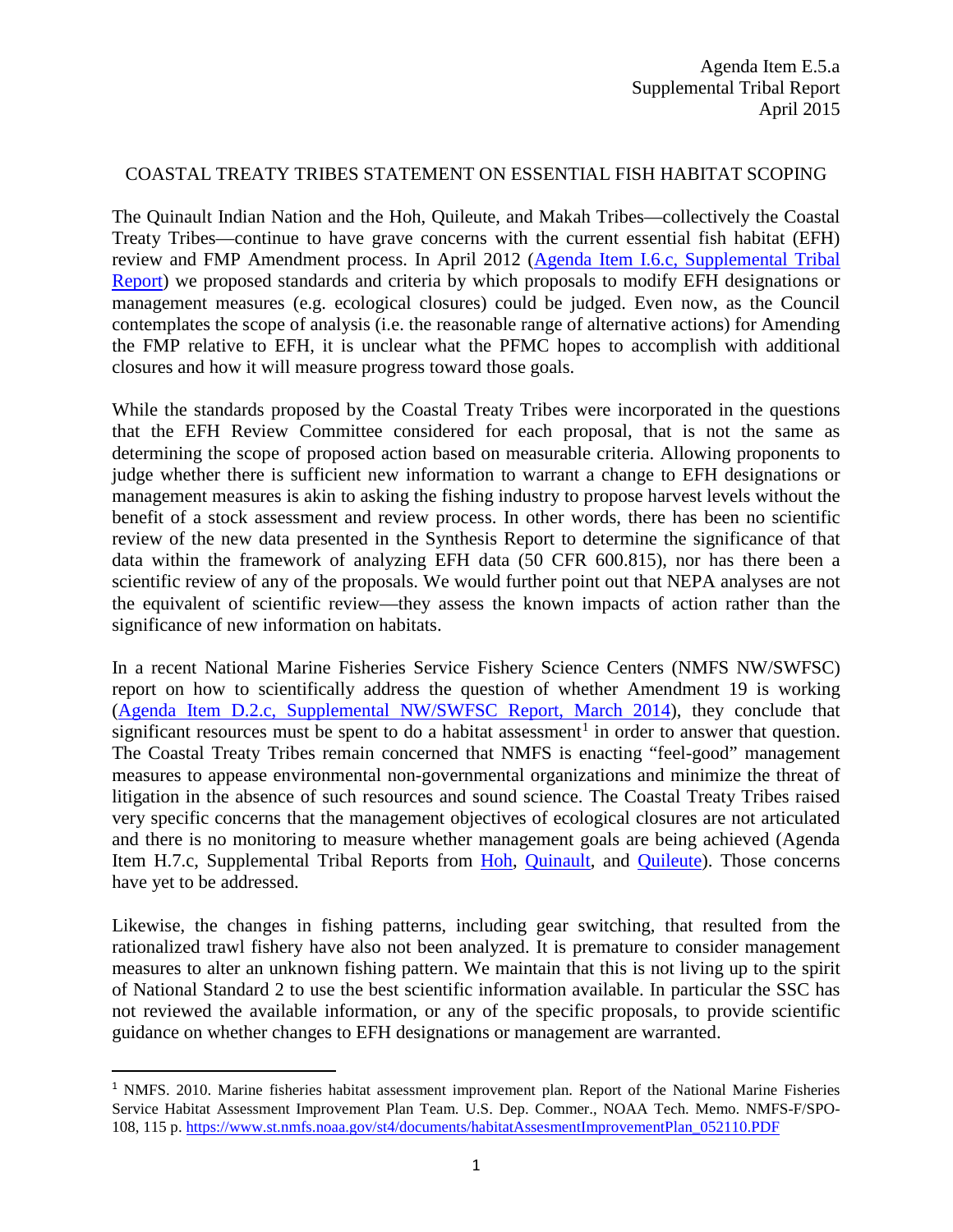Agenda Item E.5.a
Supplemental Tribal Report
April 2015

## COASTAL TREATY TRIBES STATEMENT ON ESSENTIAL FISH HABITAT SCOPING

The Quinault Indian Nation and the Hoh, Quileute, and Makah Tribes—collectively the Coastal Treaty Tribes—continue to have grave concerns with the current essential fish habitat (EFH) review and FMP Amendment process. In April 2012 (Agenda Item I.6.c, Supplemental Tribal Report) we proposed standards and criteria by which proposals to modify EFH designations or management measures (e.g. ecological closures) could be judged. Even now, as the Council contemplates the scope of analysis (i.e. the reasonable range of alternative actions) for Amending the FMP relative to EFH, it is unclear what the PFMC hopes to accomplish with additional closures and how it will measure progress toward those goals.

While the standards proposed by the Coastal Treaty Tribes were incorporated in the questions that the EFH Review Committee considered for each proposal, that is not the same as determining the scope of proposed action based on measurable criteria. Allowing proponents to judge whether there is sufficient new information to warrant a change to EFH designations or management measures is akin to asking the fishing industry to propose harvest levels without the benefit of a stock assessment and review process. In other words, there has been no scientific review of the new data presented in the Synthesis Report to determine the significance of that data within the framework of analyzing EFH data (50 CFR 600.815), nor has there been a scientific review of any of the proposals. We would further point out that NEPA analyses are not the equivalent of scientific review—they assess the known impacts of action rather than the significance of new information on habitats.

In a recent National Marine Fisheries Service Fishery Science Centers (NMFS NW/SWFSC) report on how to scientifically address the question of whether Amendment 19 is working (Agenda Item D.2.c, Supplemental NW/SWFSC Report, March 2014), they conclude that significant resources must be spent to do a habitat assessment[1] in order to answer that question. The Coastal Treaty Tribes remain concerned that NMFS is enacting "feel-good" management measures to appease environmental non-governmental organizations and minimize the threat of litigation in the absence of such resources and sound science. The Coastal Treaty Tribes raised very specific concerns that the management objectives of ecological closures are not articulated and there is no monitoring to measure whether management goals are being achieved (Agenda Item H.7.c, Supplemental Tribal Reports from Hoh, Quinault, and Quileute). Those concerns have yet to be addressed.

Likewise, the changes in fishing patterns, including gear switching, that resulted from the rationalized trawl fishery have also not been analyzed. It is premature to consider management measures to alter an unknown fishing pattern. We maintain that this is not living up to the spirit of National Standard 2 to use the best scientific information available. In particular the SSC has not reviewed the available information, or any of the specific proposals, to provide scientific guidance on whether changes to EFH designations or management are warranted.

---

[1] NMFS. 2010. Marine fisheries habitat assessment improvement plan. Report of the National Marine Fisheries Service Habitat Assessment Improvement Plan Team. U.S. Dep. Commer., NOAA Tech. Memo. NMFS-F/SPO-108, 115 p. https://www.st.nmfs.noaa.gov/st4/documents/habitatAssesmentImprovementPlan_052110.PDF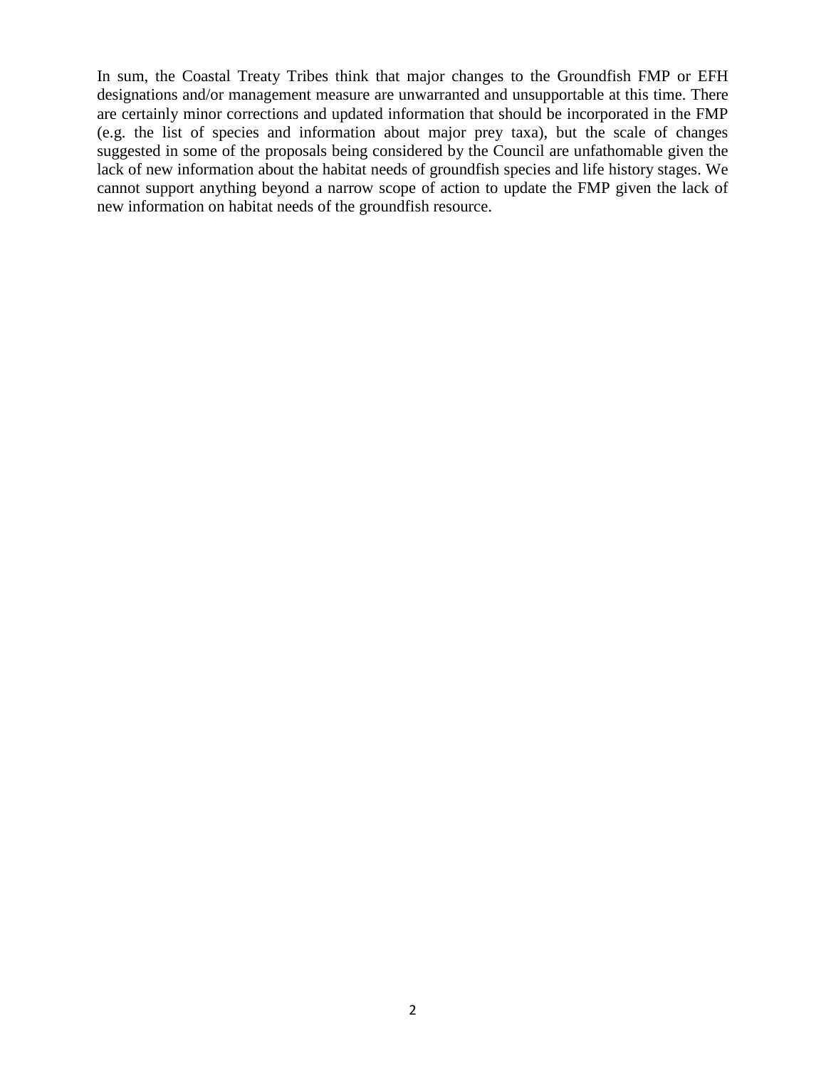In sum, the Coastal Treaty Tribes think that major changes to the Groundfish FMP or EFH designations and/or management measure are unwarranted and unsupportable at this time. There are certainly minor corrections and updated information that should be incorporated in the FMP (e.g. the list of species and information about major prey taxa), but the scale of changes suggested in some of the proposals being considered by the Council are unfathomable given the lack of new information about the habitat needs of groundfish species and life history stages. We cannot support anything beyond a narrow scope of action to update the FMP given the lack of new information on habitat needs of the groundfish resource.